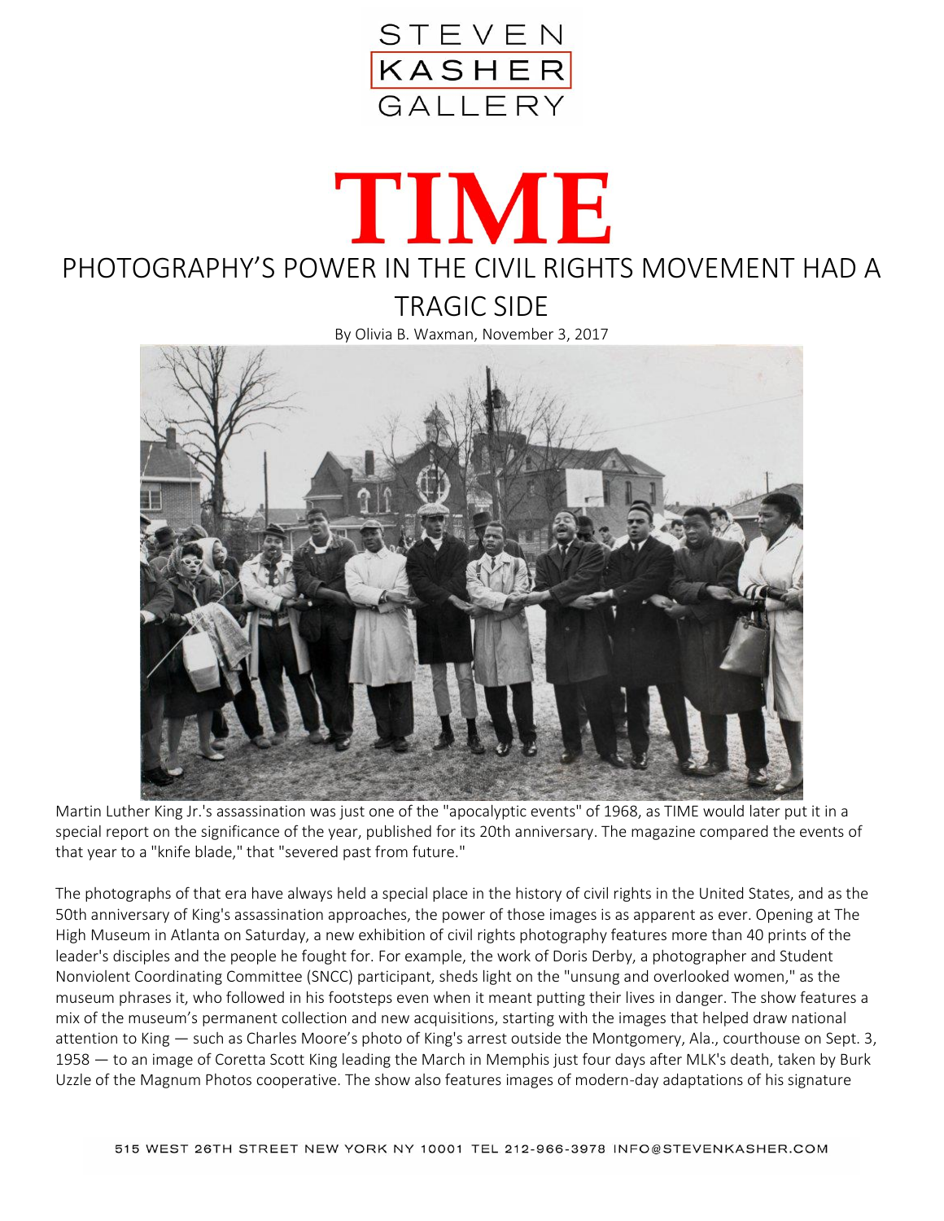STEVEN KASHER GALLERY

# TIME

## PHOTOGRAPHY'S POWER IN THE CIVIL RIGHTS MOVEMENT HAD A TRAGIC SIDE

By Olivia B. Waxman, November 3, 2017

Martin Luther King Jr.'s assassination was just one of the "apocalyptic events" of 1968, as TIME would later put it in a special report on the significance of the year, published for its 20th anniversary. The magazine compared the events of that year to a "knife blade," that "severed past from future."

The photographs of that era have always held a special place in the history of civil rights in the United States, and as the 50th anniversary of King's assassination approaches, the power of those images is as apparent as ever. Opening at The High Museum in Atlanta on Saturday, a new exhibition of civil rights photography features more than 40 prints of the leader's disciples and the people he fought for. For example, the work of Doris Derby, a photographer and Student Nonviolent Coordinating Committee (SNCC) participant, sheds light on the "unsung and overlooked women," as the museum phrases it, who followed in his footsteps even when it meant putting their lives in danger. The show features a mix of the museum's permanent collection and new acquisitions, starting with the images that helped draw national attention to King — such as Charles Moore's photo of King's arrest outside the Montgomery, Ala., courthouse on Sept. 3, 1958 — to an image of Coretta Scott King leading the March in Memphis just four days after MLK's death, taken by Burk Uzzle of the Magnum Photos cooperative. The show also features images of modern-day adaptations of his signature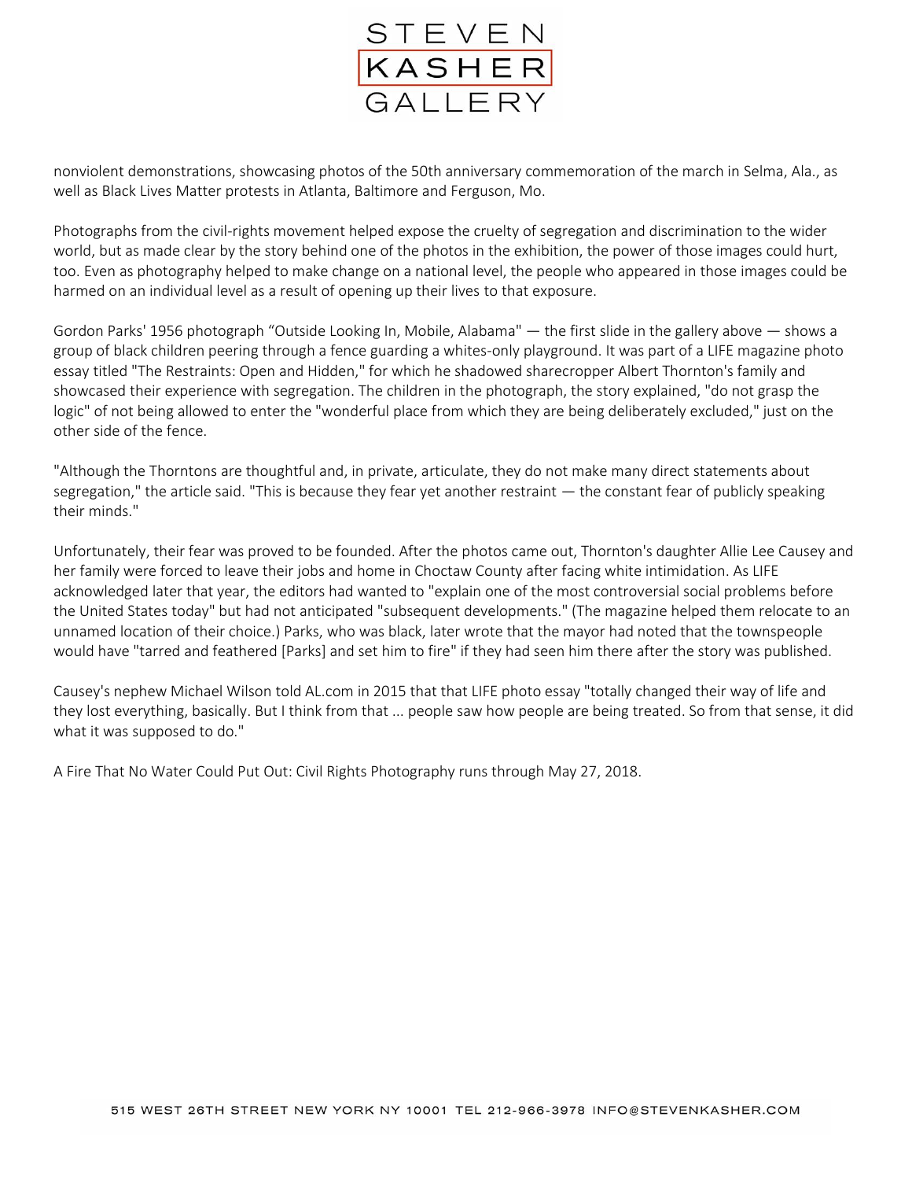nonviolent demonstrations, showcasing photos of the 50th anniversary commemoration of the march in Selma, Ala., as well as Black Lives Matter protests in Atlanta, Baltimore and Ferguson, Mo.

Photographs from the civil-rights movement helped expose the cruelty of segregation and discrimination to the wider world, but as made clear by the story behind one of the photos in the exhibition, the power of those images could hurt, too. Even as photography helped to make change on a national level, the people who appeared in those images could be harmed on an individual level as a result of opening up their lives to that exposure.

Gordon Parks' 1956 photograph "Outside Looking In, Mobile, Alabama" — the first slide in the gallery above — shows a group of black children peering through a fence guarding a whites-only playground. It was part of a LIFE magazine photo essay titled "The Restraints: Open and Hidden," for which he shadowed sharecropper Albert Thornton's family and showcased their experience with segregation. The children in the photograph, the story explained, "do not grasp the logic" of not being allowed to enter the "wonderful place from which they are being deliberately excluded," just on the other side of the fence.

"Although the Thorntons are thoughtful and, in private, articulate, they do not make many direct statements about segregation," the article said. "This is because they fear yet another restraint — the constant fear of publicly speaking their minds."

Unfortunately, their fear was proved to be founded. After the photos came out, Thornton's daughter Allie Lee Causey and her family were forced to leave their jobs and home in Choctaw County after facing white intimidation. As LIFE acknowledged later that year, the editors had wanted to "explain one of the most controversial social problems before the United States today" but had not anticipated "subsequent developments." (The magazine helped them relocate to an unnamed location of their choice.) Parks, who was black, later wrote that the mayor had noted that the townspeople would have "tarred and feathered [Parks] and set him to fire" if they had seen him there after the story was published.

Causey's nephew Michael Wilson told AL.com in 2015 that that LIFE photo essay "totally changed their way of life and they lost everything, basically. But I think from that ... people saw how people are being treated. So from that sense, it did what it was supposed to do."

A Fire That No Water Could Put Out: Civil Rights Photography runs through May 27, 2018.